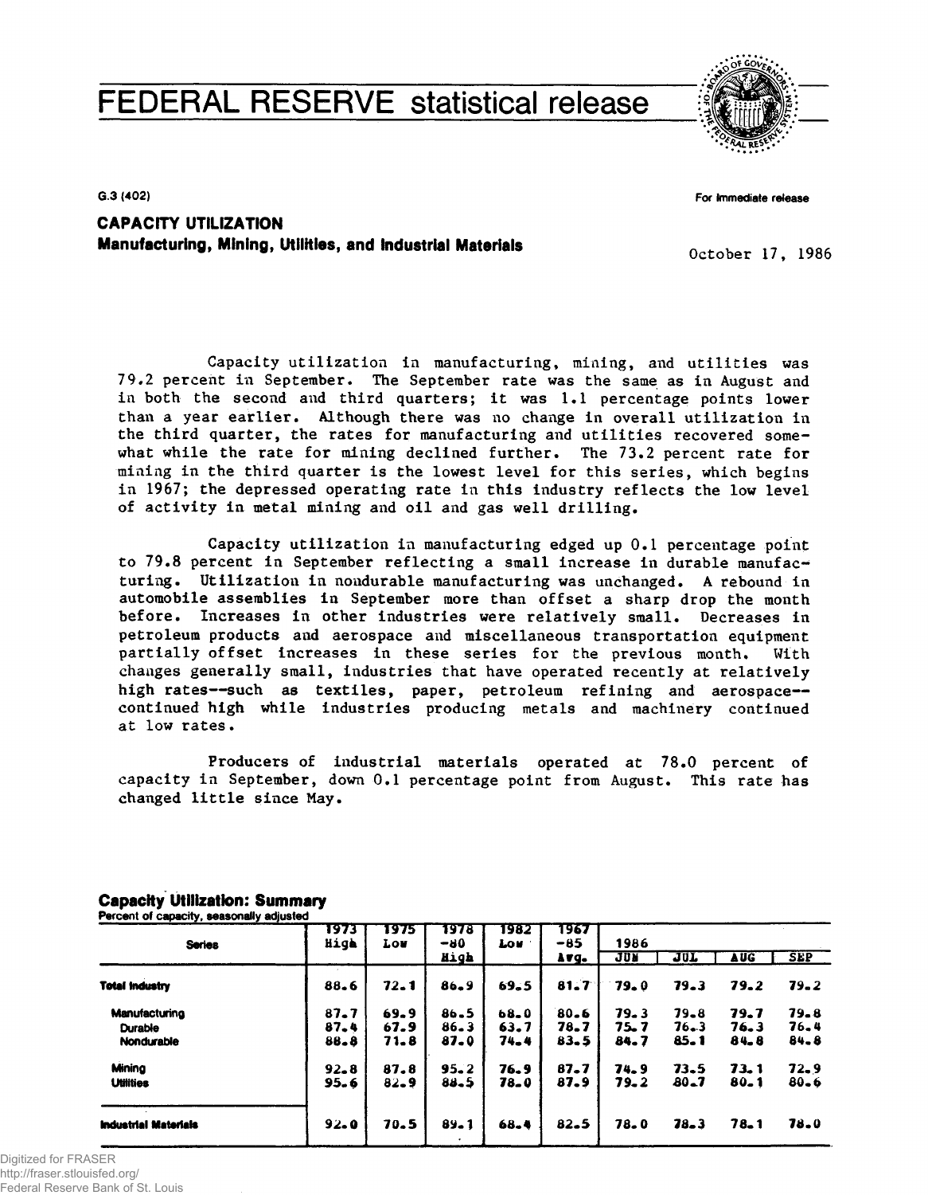# FEDERAL RESERVE statistical release

G.3 (402)

For immediate release

## CAPACITY UTILIZATION
### Manufacturing, Mining, Utilities, and Industrial Materials

October 17, 1986

Capacity utilization in manufacturing, mining, and utilities was 79.2 percent in September. The September rate was the same as in August and in both the second and third quarters; it was 1.1 percentage points lower than a year earlier. Although there was no change in overall utilization in the third quarter, the rates for manufacturing and utilities recovered somewhat while the rate for mining declined further. The 73.2 percent rate for mining in the third quarter is the lowest level for this series, which begins in 1967; the depressed operating rate in this industry reflects the low level of activity in metal mining and oil and gas well drilling.

Capacity utilization in manufacturing edged up 0.1 percentage point to 79.8 percent in September reflecting a small increase in durable manufacturing. Utilization in nondurable manufacturing was unchanged. A rebound in automobile assemblies in September more than offset a sharp drop the month before. Increases in other industries were relatively small. Decreases in petroleum products and aerospace and miscellaneous transportation equipment partially offset increases in these series for the previous month. With changes generally small, industries that have operated recently at relatively high rates--such as textiles, paper, petroleum refining and aerospace--continued high while industries producing metals and machinery continued at low rates.

Producers of industrial materials operated at 78.0 percent of capacity in September, down 0.1 percentage point from August. This rate has changed little since May.

### Capacity Utilization: Summary
Percent of capacity, seasonally adjusted

| Series | 1973 High | 1975 Low | 1978-80 High | 1982 Low | 1967-85 Avg. | 1986 JUN | JUL | AUG | SEP |
|---|---|---|---|---|---|---|---|---|---|
| **Total Industry** | 88.6 | 72.1 | 86.9 | 69.5 | 81.7 | 79.0 | 79.3 | 79.2 | 79.2 |
| Manufacturing | 87.7 | 69.9 | 86.5 | 68.0 | 80.6 | 79.3 | 79.8 | 79.7 | 79.8 |
| Durable | 87.4 | 67.9 | 86.3 | 63.7 | 78.7 | 75.7 | 76.3 | 76.3 | 76.4 |
| Nondurable | 88.8 | 71.8 | 87.0 | 74.4 | 83.5 | 84.7 | 85.1 | 84.8 | 84.8 |
| Mining | 92.8 | 87.8 | 95.2 | 76.9 | 87.7 | 74.9 | 73.5 | 73.1 | 72.9 |
| Utilities | 95.6 | 82.9 | 88.5 | 78.0 | 87.9 | 79.2 | 80.7 | 80.1 | 80.6 |
| **Industrial Materials** | 92.0 | 70.5 | 89.1 | 68.4 | 82.5 | 78.0 | 78.3 | 78.1 | 78.0 |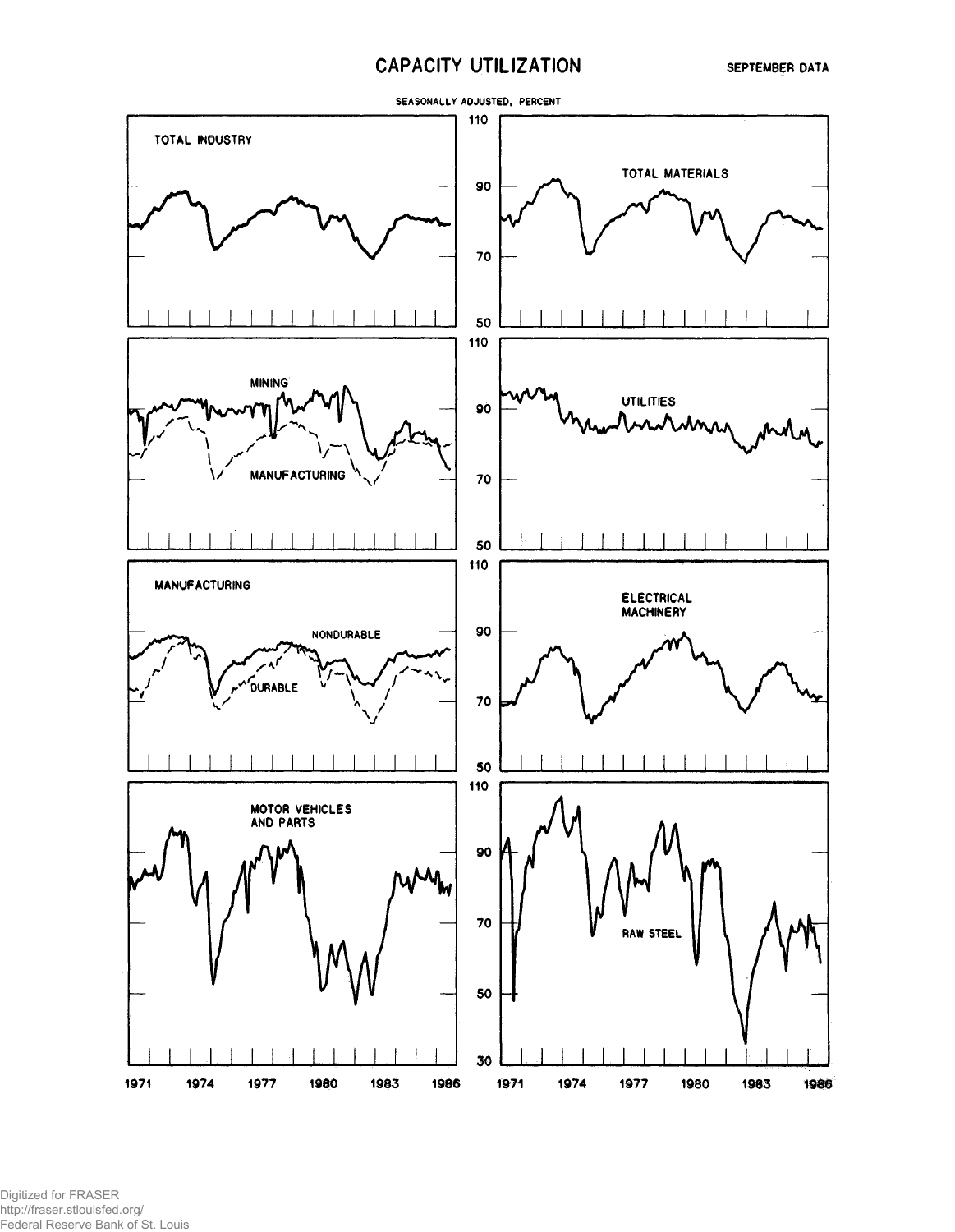# CAPACITY UTILIZATION

SEPTEMBER DATA

SEASONALLY ADJUSTED, PERCENT

TOTAL INDUSTRY

TOTAL MATERIALS

MINING

MANUFACTURING

UTILITIES

MANUFACTURING

NONDURABLE

DURABLE

ELECTRICAL MACHINERY

MOTOR VEHICLES AND PARTS

RAW STEEL

110 90 70 50

110 90 70 50

110 90 70 50

110 90 70 50 30

1971 1974 1977 1980 1983 1986

1971 1974 1977 1980 1983 1986

Digitized for FRASER
http://fraser.stlouisfed.org/
Federal Reserve Bank of St. Louis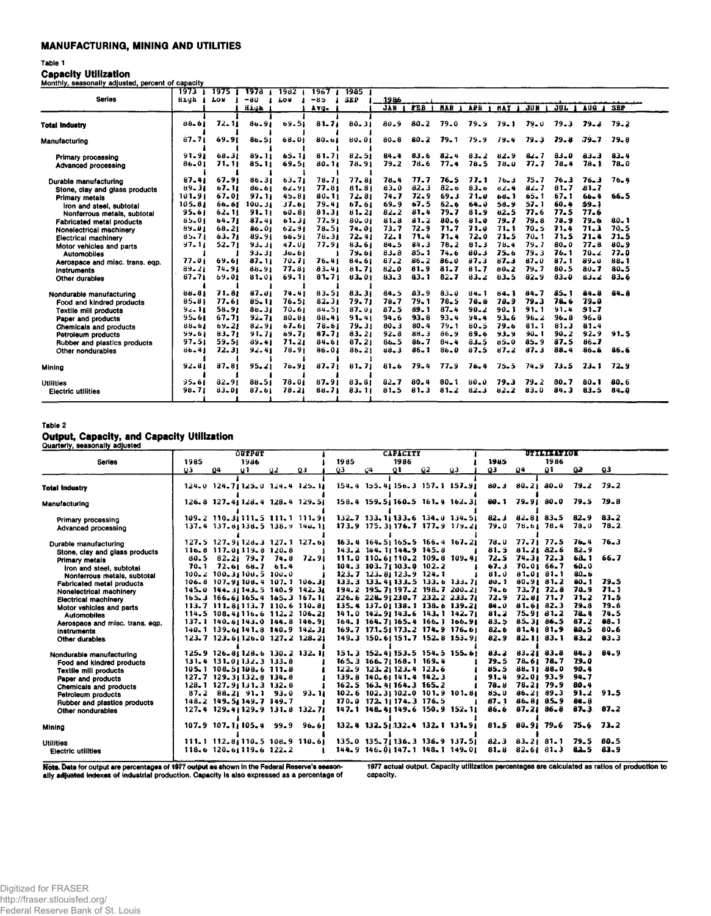## MANUFACTURING, MINING AND UTILITIES

### Table 1

### Capacity Utilization

Monthly, seasonally adjusted, percent of capacity

| Series | 1973 High | 1975 Low | 1978-80 High | 1982 Low | 1967-85 Avg. | 1985 SEP | 1986 JAN | FEB | MAR | APR | MAY | JUN | JUL | AUG | SEP |
|---|---|---|---|---|---|---|---|---|---|---|---|---|---|---|---|
| **Total Industry** | 88.6 | 72.1 | 86.9 | 69.5 | 81.7 | 80.3 | 80.9 | 80.2 | 79.0 | 79.5 | 79.1 | 79.0 | 79.3 | 79.3 | 79.2 |
| Manufacturing | 87.7 | 69.9 | 86.5 | 68.0 | 80.6 | 80.0 | 80.8 | 80.2 | 79.1 | 79.9 | 79.4 | 79.3 | 79.8 | 79.7 | 79.8 |
| Primary processing | 91.9 | 68.3 | 89.1 | 65.1 | 81.7 | 82.5 | 84.4 | 83.6 | 82.4 | 83.2 | 82.9 | 82.7 | 83.0 | 83.3 | 83.4 |
| Advanced processing | 86.0 | 71.1 | 85.1 | 69.5 | 80.1 | 78.9 | 79.2 | 78.6 | 77.4 | 78.5 | 78.0 | 77.7 | 78.4 | 78.1 | 78.0 |
| Durable manufacturing | 87.4 | 67.9 | 86.3 | 63.7 | 78.7 | 77.8 | 78.4 | 77.7 | 76.5 | 77.1 | 76.3 | 75.7 | 76.3 | 76.3 | 76.4 |
| Stone, clay and glass products | 89.3 | 67.1 | 86.6 | 62.9 | 77.8 | 81.8 | 83.0 | 82.3 | 82.6 | 83.6 | 82.4 | 82.7 | 81.7 | 81.7 | |
| Primary metals | 101.9 | 67.0 | 97.1 | 45.8 | 80.1 | 72.8 | 74.7 | 72.9 | 69.3 | 71.0 | 68.1 | 65.1 | 67.1 | 66.4 | 66.5 |
| Iron and steel, subtotal | 105.8 | 66.6 | 100.3 | 37.6 | 79.4 | 67.6 | 69.9 | 67.5 | 62.6 | 64.0 | 58.9 | 57.1 | 60.4 | 59.1 | |
| Nonferrous metals, subtotal | 95.6 | 62.1 | 91.1 | 60.8 | 81.3 | 81.2 | 82.2 | 81.4 | 79.7 | 81.9 | 82.5 | 77.6 | 77.5 | 77.6 | |
| Fabricated metal products | 85.0 | 64.7 | 87.4 | 61.3 | 77.9 | 80.0 | 81.8 | 81.2 | 80.6 | 81.0 | 79.7 | 79.8 | 78.9 | 79.6 | 80.1 |
| Nonelectrical machinery | 89.0 | 68.2 | 86.0 | 62.9 | 78.5 | 74.0 | 73.7 | 72.9 | 71.7 | 71.0 | 71.1 | 70.5 | 71.4 | 71.3 | 70.5 |
| Electrical machinery | 85.7 | 63.7 | 89.9 | 66.9 | 78.3 | 72.4 | 72.1 | 71.4 | 71.4 | 72.0 | 71.5 | 70.1 | 71.5 | 71.4 | 71.5 |
| Motor vehicles and parts | 97.1 | 52.7 | 93.3 | 47.0 | 77.9 | 83.6 | 84.5 | 84.3 | 78.2 | 81.3 | 78.4 | 79.7 | 80.0 | 77.8 | 80.9 |
| Automobiles | | | 93.3 | 36.6 | | 79.6 | 83.8 | 85.1 | 74.6 | 80.3 | 75.6 | 79.3 | 76.1 | 70.2 | 77.0 |
| Aerospace and misc. trans. eqp. | 77.0 | 69.6 | 87.1 | 70.7 | 76.4 | 84.6 | 87.2 | 86.2 | 86.0 | 87.3 | 87.3 | 87.0 | 87.1 | 89.0 | 88.1 |
| Instruments | 89.2 | 74.9 | 88.9 | 77.8 | 83.4 | 81.7 | 82.0 | 81.9 | 81.7 | 81.7 | 80.2 | 79.7 | 80.5 | 80.7 | 80.5 |
| Other durables | 87.7 | 69.0 | 81.0 | 69.1 | 81.7 | 83.0 | 83.3 | 83.1 | 82.7 | 83.2 | 83.5 | 82.9 | 83.0 | 83.2 | 83.6 |
| Nondurable manufacturing | 88.8 | 71.8 | 87.0 | 74.4 | 83.5 | 83.3 | 84.5 | 83.9 | 83.0 | 84.1 | 84.1 | 84.7 | 85.1 | 84.8 | 84.8 |
| Food and kindred products | 85.8 | 77.6 | 85.1 | 76.5 | 82.3 | 79.7 | 78.7 | 79.1 | 78.5 | 78.8 | 78.9 | 79.3 | 78.6 | 79.0 | |
| Textile mill products | 92.1 | 58.9 | 88.3 | 70.6 | 84.5 | 87.0 | 87.5 | 89.1 | 87.4 | 90.2 | 90.1 | 91.1 | 91.4 | 91.7 | |
| Paper and products | 95.6 | 67.7 | 92.7 | 80.8 | 88.4 | 91.4 | 94.6 | 93.8 | 93.4 | 94.4 | 93.6 | 96.2 | 96.8 | 96.8 | |
| Chemicals and products | 88.6 | 69.2 | 82.9 | 67.6 | 78.6 | 79.3 | 80.3 | 80.4 | 79.1 | 80.5 | 79.6 | 81.1 | 81.3 | 81.4 | |
| Petroleum products | 99.6 | 83.7 | 91.7 | 69.7 | 87.7 | 83.2 | 92.8 | 88.3 | 86.9 | 89.6 | 93.9 | 90.1 | 90.2 | 92.9 | 91.5 |
| Rubber and plastics products | 97.5 | 59.5 | 89.4 | 71.2 | 84.6 | 87.2 | 86.5 | 86.7 | 84.4 | 83.5 | 85.0 | 85.9 | 87.5 | 86.7 | |
| Other nondurables | 86.4 | 72.3 | 92.4 | 78.9 | 86.0 | 86.2 | 88.3 | 86.1 | 86.0 | 87.5 | 87.2 | 87.3 | 88.4 | 86.6 | 86.6 |
| Mining | 92.8 | 87.8 | 95.2 | 76.9 | 87.7 | 81.7 | 81.6 | 79.4 | 77.9 | 76.4 | 75.5 | 74.9 | 73.5 | 73.1 | 72.9 |
| Utilities | 95.6 | 82.9 | 88.5 | 78.0 | 87.9 | 83.8 | 82.7 | 80.4 | 80.1 | 80.0 | 79.3 | 79.2 | 80.7 | 80.1 | 80.6 |
| Electric utilities | 98.7 | 83.0 | 87.6 | 78.2 | 88.7 | 83.1 | 81.5 | 81.3 | 81.2 | 82.3 | 82.2 | 83.0 | 84.3 | 83.5 | 84.0 |

### Table 2

### Output, Capacity, and Capacity Utilization

Quarterly, seasonally adjusted

| Series | OUTPUT 1985 Q3 | Q4 | 1986 Q1 | Q2 | Q3 | CAPACITY 1985 Q3 | Q4 | 1986 Q1 | Q2 | Q3 | UTILIZATION 1985 Q3 | Q4 | 1986 Q1 | Q2 | Q3 |
|---|---|---|---|---|---|---|---|---|---|---|---|---|---|---|---|
| **Total Industry** | 124.0 | 124.7 | 125.0 | 124.4 | 125.1 | 154.4 | 155.4 | 156.3 | 157.1 | 157.9 | 80.3 | 80.2 | 80.0 | 79.2 | 79.2 |
| Manufacturing | 126.8 | 127.4 | 128.4 | 128.4 | 129.5 | 158.4 | 159.5 | 160.5 | 161.4 | 162.3 | 80.1 | 79.9 | 80.0 | 79.5 | 79.8 |
| Primary processing | 109.2 | 110.3 | 111.5 | 111.1 | 111.9 | 132.7 | 133.1 | 133.6 | 134.0 | 134.5 | 82.3 | 82.8 | 83.5 | 82.9 | 83.2 |
| Advanced processing | 137.4 | 137.8 | 138.5 | 138.9 | 140.1 | 173.9 | 175.3 | 176.7 | 177.9 | 179.2 | 79.0 | 78.6 | 78.4 | 78.0 | 78.2 |
| Durable manufacturing | 127.5 | 127.9 | 128.3 | 127.1 | 127.6 | 163.4 | 164.5 | 165.5 | 166.4 | 167.2 | 78.0 | 77.7 | 77.5 | 76.4 | 76.3 |
| Stone, clay and glass products | 116.8 | 117.0 | 119.8 | 120.8 | | 143.2 | 144.1 | 144.9 | 145.8 | | 81.5 | 81.2 | 82.6 | 82.9 | |
| Primary metals | 80.5 | 82.2 | 79.7 | 74.8 | 72.9 | 111.0 | 110.6 | 110.2 | 109.8 | 109.4 | 72.5 | 74.3 | 72.3 | 68.1 | 66.7 |
| Iron and steel, subtotal | 70.1 | 72.6 | 68.7 | 61.4 | | 104.3 | 103.7 | 103.0 | 102.2 | | 67.3 | 70.0 | 66.7 | 60.0 | |
| Nonferrous metals, subtotal | 100.2 | 100.3 | 100.5 | 100.0 | | 123.7 | 123.8 | 123.9 | 124.1 | | 81.0 | 81.0 | 81.1 | 80.6 | |
| Fabricated metal products | 106.8 | 107.9 | 108.4 | 107.1 | 106.3 | 133.3 | 133.4 | 133.5 | 133.6 | 133.7 | 80.1 | 80.9 | 81.2 | 80.1 | 79.5 |
| Nonelectrical machinery | 145.0 | 144.3 | 143.5 | 140.9 | 142.3 | 194.2 | 195.7 | 197.2 | 198.7 | 200.2 | 74.6 | 73.7 | 72.8 | 70.9 | 71.1 |
| Electrical machinery | 165.3 | 166.6 | 165.4 | 165.3 | 167.1 | 226.6 | 228.9 | 230.7 | 232.2 | 233.7 | 72.9 | 72.8 | 71.7 | 71.2 | 71.5 |
| Motor vehicles and parts | 113.7 | 111.8 | 113.7 | 110.6 | 110.8 | 135.4 | 137.0 | 138.1 | 138.6 | 139.2 | 84.0 | 81.6 | 82.3 | 79.8 | 79.6 |
| Automobiles | 114.5 | 108.4 | 116.6 | 112.2 | 106.2 | 141.0 | 142.9 | 143.6 | 143.1 | 142.7 | 81.2 | 75.9 | 81.2 | 78.4 | 74.5 |
| Aerospace and misc. trans. eqp. | 137.1 | 140.6 | 143.0 | 144.8 | 146.9 | 164.1 | 164.7 | 165.4 | 166.1 | 166.9 | 83.5 | 85.3 | 86.5 | 87.2 | 88.1 |
| Instruments | 140.1 | 139.6 | 141.8 | 140.9 | 142.3 | 169.7 | 171.5 | 173.2 | 174.9 | 176.6 | 82.6 | 81.4 | 81.9 | 80.5 | 80.6 |
| Other durables | 123.7 | 123.6 | 126.0 | 127.2 | 128.2 | 149.3 | 150.6 | 151.7 | 152.8 | 153.9 | 82.9 | 82.1 | 83.1 | 83.2 | 83.3 |
| Nondurable manufacturing | 125.9 | 126.8 | 128.6 | 130.2 | 132.1 | 151.3 | 152.4 | 153.5 | 154.5 | 155.6 | 83.2 | 83.2 | 83.8 | 84.3 | 84.9 |
| Food and kindred products | 131.4 | 131.0 | 132.3 | 133.8 | | 165.3 | 166.7 | 168.1 | 169.4 | | 79.5 | 78.6 | 78.7 | 79.0 | |
| Textile mill products | 105.1 | 108.5 | 108.6 | 111.8 | | 122.9 | 123.2 | 123.4 | 123.6 | | 85.5 | 88.1 | 88.0 | 90.4 | |
| Paper and products | 127.7 | 129.3 | 132.8 | 134.8 | | 139.8 | 140.6 | 141.4 | 142.3 | | 91.4 | 92.0 | 93.9 | 94.7 | |
| Chemicals and products | 128.1 | 127.9 | 131.3 | 132.8 | | 162.5 | 163.4 | 164.3 | 165.2 | | 78.8 | 78.2 | 79.9 | 80.4 | |
| Petroleum products | 87.2 | 88.2 | 91.1 | 93.0 | 93.1 | 102.6 | 102.3 | 102.0 | 101.9 | 101.8 | 85.0 | 86.2 | 89.3 | 91.2 | 91.5 |
| Rubber and plastics products | 148.2 | 149.5 | 149.7 | 149.7 | | 170.0 | 172.1 | 174.3 | 176.5 | | 87.1 | 86.8 | 85.9 | 84.8 | |
| Other nondurables | 127.4 | 129.4 | 129.9 | 131.8 | 132.7 | 147.1 | 148.4 | 149.6 | 150.9 | 152.1 | 86.6 | 87.2 | 86.8 | 87.3 | 87.2 |
| Mining | 107.9 | 107.1 | 105.4 | 99.9 | 96.6 | 132.4 | 132.5 | 132.4 | 132.1 | 131.9 | 81.5 | 80.9 | 79.6 | 75.6 | 73.2 |
| Utilities | 111.1 | 112.8 | 110.5 | 108.9 | 110.6 | 135.0 | 135.7 | 136.3 | 136.9 | 137.5 | 82.3 | 83.2 | 81.1 | 79.5 | 80.5 |
| Electric utilities | 118.6 | 120.6 | 119.6 | 122.2 | | 144.9 | 146.0 | 147.1 | 148.1 | 149.0 | 81.8 | 82.6 | 81.3 | 82.5 | 83.9 |

**Note.** Data for output are percentages of 1977 output as shown in the Federal Reserve's seasonally adjusted indexes of industrial production. Capacity is also expressed as a percentage of 1977 actual output. Capacity utilization percentages are calculated as ratios of production to capacity.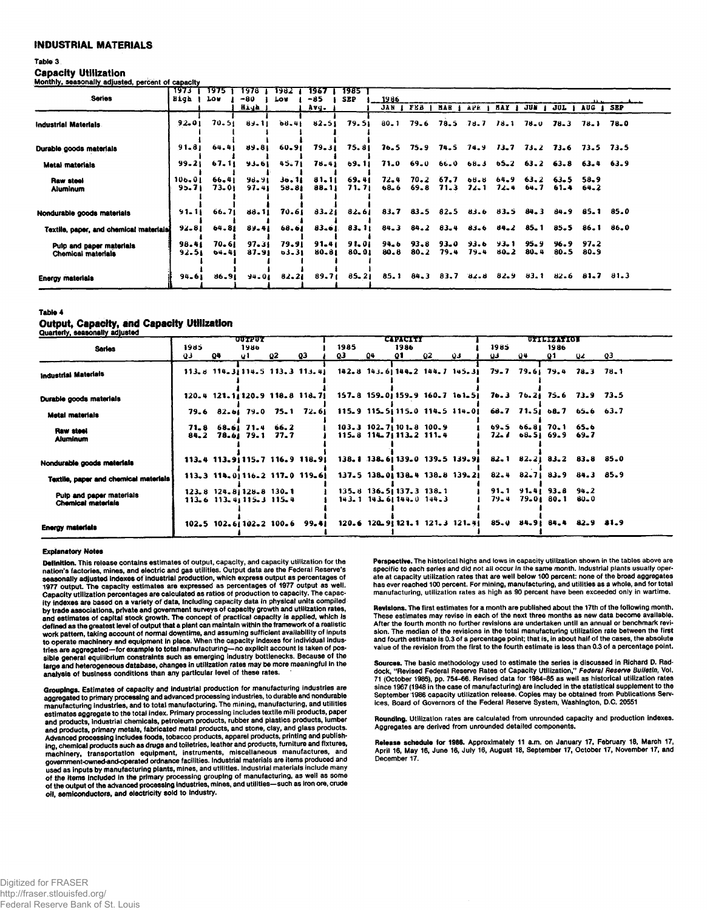## INDUSTRIAL MATERIALS

### Table 3

### Capacity Utilization

Monthly, seasonally adjusted, percent of capacity

| Series | 1973 High | 1975 Low | 1978-80 High | 1982 Low | 1967-85 Avg. | 1985 SEP | 1986 JAN | FEB | MAR | APR | MAY | JUN | JUL | AUG | SEP |
|---|---|---|---|---|---|---|---|---|---|---|---|---|---|---|---|
| Industrial Materials | 92.0 | 70.5 | 89.1 | 68.4 | 82.5 | 79.5 | 80.1 | 79.6 | 78.5 | 78.7 | 78.1 | 78.0 | 78.3 | 78.1 | 78.0 |
| Durable goods materials | 91.8 | 64.4 | 89.8 | 60.9 | 79.3 | 75.8 | 76.5 | 75.9 | 74.5 | 74.9 | 73.7 | 73.2 | 73.6 | 73.5 | 73.5 |
| Metal materials | 99.2 | 67.1 | 93.6 | 45.7 | 78.4 | 69.1 | 71.0 | 69.0 | 66.0 | 68.3 | 65.2 | 63.2 | 63.8 | 63.4 | 63.9 |
| Raw steel | 106.0 | 66.4 | 98.9 | 36.1 | 81.1 | 69.4 | 72.4 | 70.2 | 67.7 | 68.8 | 64.9 | 63.2 | 63.5 | 58.9 | |
| Aluminum | 95.7 | 73.0 | 97.4 | 58.8 | 88.1 | 71.7 | 68.6 | 69.8 | 71.3 | 72.1 | 72.4 | 64.7 | 61.4 | 64.2 | |
| Nondurable goods materials | 91.1 | 66.7 | 88.1 | 70.6 | 83.2 | 82.6 | 83.7 | 83.5 | 82.5 | 83.6 | 83.5 | 84.3 | 84.9 | 85.1 | 85.0 |
| Textile, paper, and chemical materials | 92.8 | 64.8 | 89.4 | 68.6 | 83.6 | 83.1 | 84.3 | 84.2 | 83.4 | 83.6 | 84.2 | 85.1 | 85.5 | 86.1 | 86.0 |
| Pulp and paper materials | 98.4 | 70.6 | 97.3 | 79.9 | 91.4 | 91.0 | 94.6 | 93.8 | 93.0 | 93.6 | 93.1 | 95.9 | 96.9 | 97.2 | |
| Chemical materials | 92.5 | 64.4 | 87.9 | 63.3 | 80.8 | 80.0 | 80.8 | 80.2 | 79.4 | 79.4 | 80.2 | 80.4 | 80.5 | 80.9 | |
| Energy materials | 94.6 | 86.9 | 94.0 | 82.2 | 89.7 | 85.2 | 85.1 | 84.3 | 83.7 | 82.8 | 82.9 | 83.1 | 82.6 | 81.7 | 81.3 |

### Table 4

### Output, Capacity, and Capacity Utilization

Quarterly, seasonally adjusted

| Series | OUTPUT 1985 Q3 | Q4 | 1986 Q1 | Q2 | Q3 | CAPACITY 1985 Q3 | Q4 | 1986 Q1 | Q2 | Q3 | UTILIZATION 1985 Q3 | Q4 | 1986 Q1 | Q2 | Q3 |
|---|---|---|---|---|---|---|---|---|---|---|---|---|---|---|---|
| Industrial Materials | 113.8 | 114.3 | 114.5 | 113.3 | 113.4 | 142.8 | 143.6 | 144.2 | 144.7 | 145.3 | 79.7 | 79.6 | 79.4 | 78.3 | 78.1 |
| Durable goods materials | 120.4 | 121.1 | 120.9 | 118.8 | 118.7 | 157.8 | 159.0 | 159.9 | 160.7 | 161.5 | 76.3 | 76.2 | 75.6 | 73.9 | 73.5 |
| Metal materials | 79.6 | 82.6 | 79.0 | 75.1 | 72.6 | 115.9 | 115.5 | 115.0 | 114.5 | 114.0 | 68.7 | 71.5 | 68.7 | 65.6 | 63.7 |
| Raw steel | 71.8 | 68.6 | 71.4 | 66.2 | | 103.3 | 102.7 | 101.8 | 100.9 | | 69.5 | 66.8 | 70.1 | 65.6 | |
| Aluminum | 84.2 | 78.6 | 79.1 | 77.7 | | 115.8 | 114.7 | 113.2 | 111.4 | | 72.7 | 68.5 | 69.9 | 69.7 | |
| Nondurable goods materials | 113.4 | 113.9 | 115.7 | 116.9 | 118.9 | 138.1 | 138.6 | 139.0 | 139.5 | 139.9 | 82.1 | 82.2 | 83.2 | 83.8 | 85.0 |
| Textile, paper and chemical materials | 113.3 | 114.0 | 116.2 | 117.0 | 119.6 | 137.5 | 138.0 | 138.4 | 138.8 | 139.2 | 82.4 | 82.7 | 83.9 | 84.3 | 85.9 |
| Pulp and paper materials | 123.8 | 124.8 | 128.8 | 130.1 | | 135.8 | 136.5 | 137.3 | 138.1 | | 91.1 | 91.4 | 93.8 | 94.2 | |
| Chemical materials | 113.6 | 113.4 | 115.3 | 115.4 | | 143.1 | 143.6 | 144.0 | 144.3 | | 79.4 | 79.0 | 80.1 | 80.0 | |
| Energy materials | 102.5 | 102.6 | 102.2 | 100.6 | 99.4 | 120.6 | 120.9 | 121.1 | 121.3 | 121.4 | 85.0 | 84.9 | 84.4 | 82.9 | 81.9 |

#### Explanatory Notes

**Definition.** This release contains estimates of output, capacity, and capacity utilization for the nation's factories, mines, and electric and gas utilities. Output data are the Federal Reserve's seasonally adjusted indexes of industrial production, which express output as percentages of 1977 output. The capacity estimates are expressed as percentages of 1977 output as well. Capacity utilization percentages are calculated as ratios of production to capacity. The capacity indexes are based on a variety of data, including capacity data in physical units compiled by trade associations, private and government surveys of capacity growth and utilization rates, and estimates of capital stock growth. The concept of practical capacity is applied, which is defined as the greatest level of output that a plant can maintain within the framework of a realistic work pattern, taking account of normal downtime, and assuming sufficient availability of inputs to operate machinery and equipment in place. When the capacity indexes for individual industries are aggregated—for example to total manufacturing—no explicit account is taken of possible general equilibrium constraints such as emerging industry bottlenecks. Because of the large and heterogeneous database, changes in utilization rates may be more meaningful in the analysis of business conditions than any particular level of these rates.

**Groupings.** Estimates of capacity and industrial production for manufacturing industries are aggregated to primary processing and advanced processing industries, to durable and nondurable manufacturing industries, and to total manufacturing. The mining, manufacturing, and utilities estimates aggregate to the total index. Primary processing includes textile mill products, paper and products, industrial chemicals, petroleum products, rubber and plastics products, lumber and products, primary metals, fabricated metal products, and stone, clay, and glass products. Advanced processing includes foods, tobacco products, apparel products, printing and publishing, chemical products such as drugs and toiletries, leather and products, furniture and fixtures, machinery, transportation equipment, instruments, miscellaneous manufactures, and government-owned-and-operated ordnance facilities. Industrial materials are items produced and used as inputs by manufacturing plants, mines, and utilities. Industrial materials include many of the items included in the primary processing grouping of manufacturing, as well as some of the output of the advanced processing industries, mines, and utilities—such as iron ore, crude oil, semiconductors, and electricity sold to industry.

**Perspective.** The historical highs and lows in capacity utilization shown in the tables above are specific to each series and did not all occur in the same month. Industrial plants usually operate at capacity utilization rates that are well below 100 percent: none of the broad aggregates has ever reached 100 percent. For mining, manufacturing, and utilities as a whole, and for total manufacturing, utilization rates as high as 90 percent have been exceeded only in wartime.

**Revisions.** The first estimates for a month are published about the 17th of the following month. These estimates may revise in each of the next three months as new data become available. After the fourth month no further revisions are undertaken until an annual or benchmark revision. The median of the revisions in the total manufacturing utilization rate between the first and fourth estimate is 0.3 of a percentage point; that is, in about half of the cases, the absolute value of the revision from the first to the fourth estimate is less than 0.3 of a percentage point.

**Sources.** The basic methodology used to estimate the series is discussed in Richard D. Raddock, "Revised Federal Reserve Rates of Capacity Utilization," *Federal Reserve Bulletin*, Vol. 71 (October 1985), pp. 754-66. Revised data for 1984-85 as well as historical utilization rates since 1967 (1948 in the case of manufacturing) are included in the statistical supplement to the September 1986 capacity utilization release. Copies may be obtained from Publications Services, Board of Governors of the Federal Reserve System, Washington, D.C. 20551

**Rounding.** Utilization rates are calculated from unrounded capacity and production indexes. Aggregates are derived from unrounded detailed components.

**Release schedule for 1986.** Approximately 11 a.m. on January 17, February 18, March 17, April 16, May 16, June 16, July 16, August 18, September 17, October 17, November 17, and December 17.